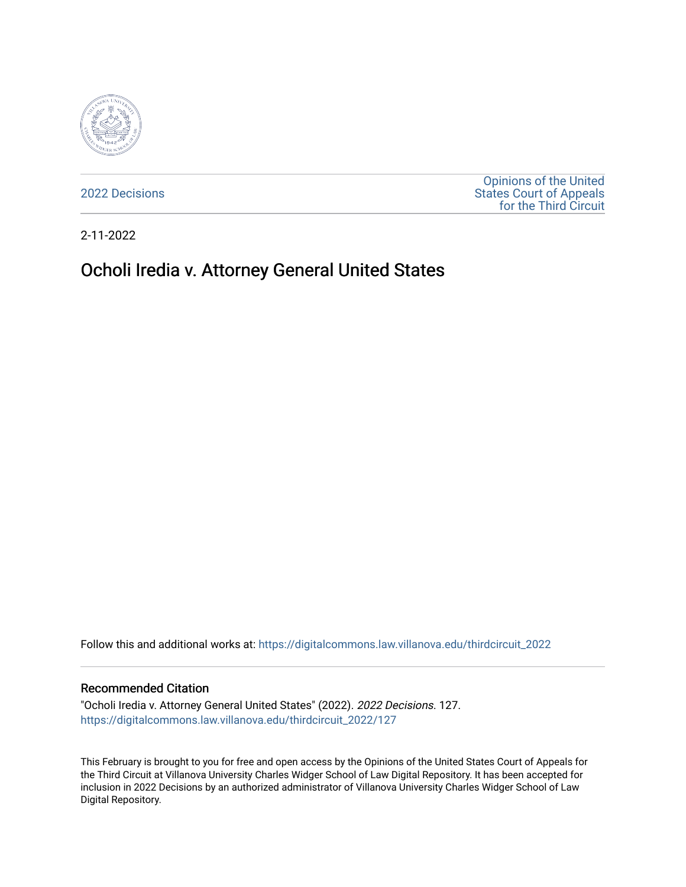2022 Decisions

Opinions of the United States Court of Appeals for the Third Circuit

2-11-2022

# Ocholi Iredia v. Attorney General United States

Follow this and additional works at: https://digitalcommons.law.villanova.edu/thirdcircuit_2022

## Recommended Citation

"Ocholi Iredia v. Attorney General United States" (2022). *2022 Decisions*. 127.
https://digitalcommons.law.villanova.edu/thirdcircuit_2022/127

This February is brought to you for free and open access by the Opinions of the United States Court of Appeals for the Third Circuit at Villanova University Charles Widger School of Law Digital Repository. It has been accepted for inclusion in 2022 Decisions by an authorized administrator of Villanova University Charles Widger School of Law Digital Repository.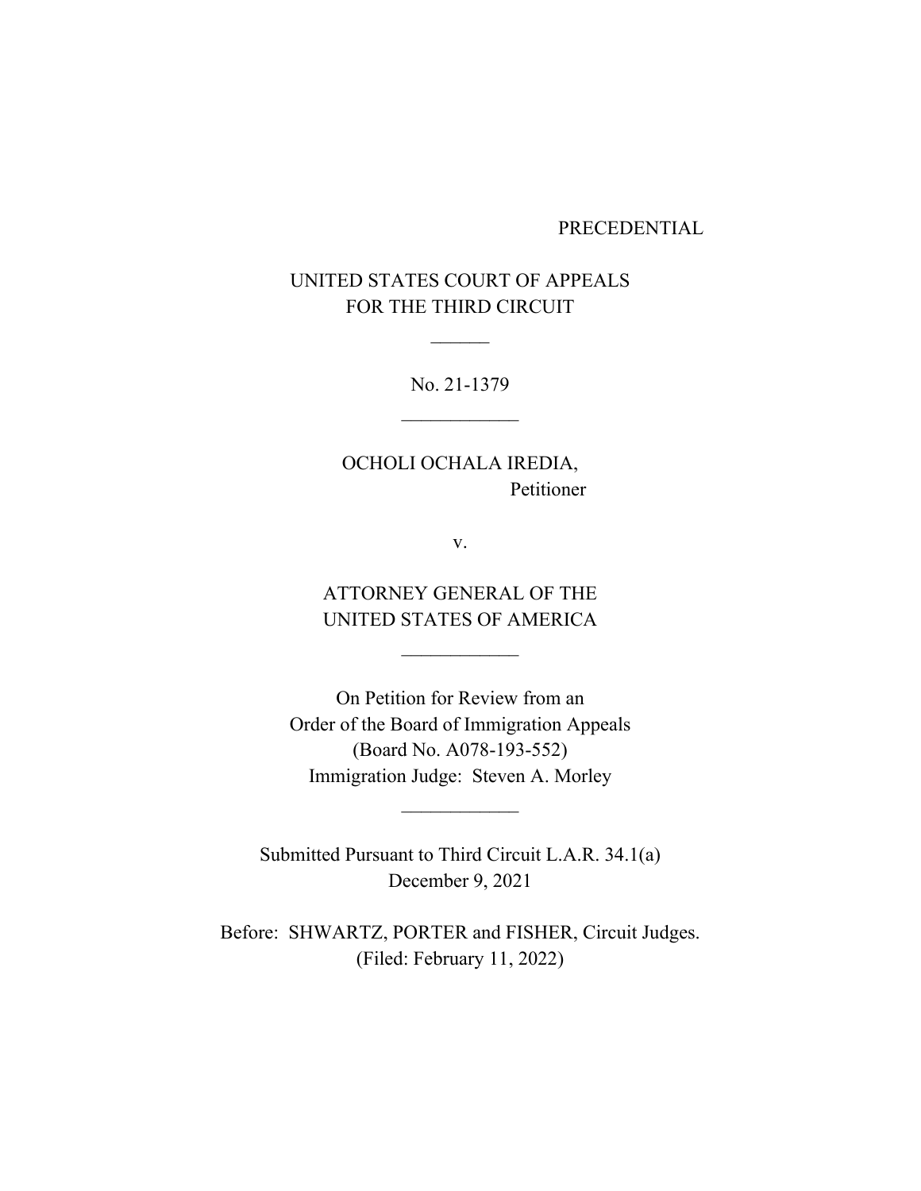PRECEDENTIAL

UNITED STATES COURT OF APPEALS
FOR THE THIRD CIRCUIT

______

No. 21-1379

____________

OCHOLI OCHALA IREDIA,
Petitioner

v.

ATTORNEY GENERAL OF THE
UNITED STATES OF AMERICA

____________

On Petition for Review from an
Order of the Board of Immigration Appeals
(Board No. A078-193-552)
Immigration Judge: Steven A. Morley

____________

Submitted Pursuant to Third Circuit L.A.R. 34.1(a)
December 9, 2021

Before: SHWARTZ, PORTER and FISHER, Circuit Judges.
(Filed: February 11, 2022)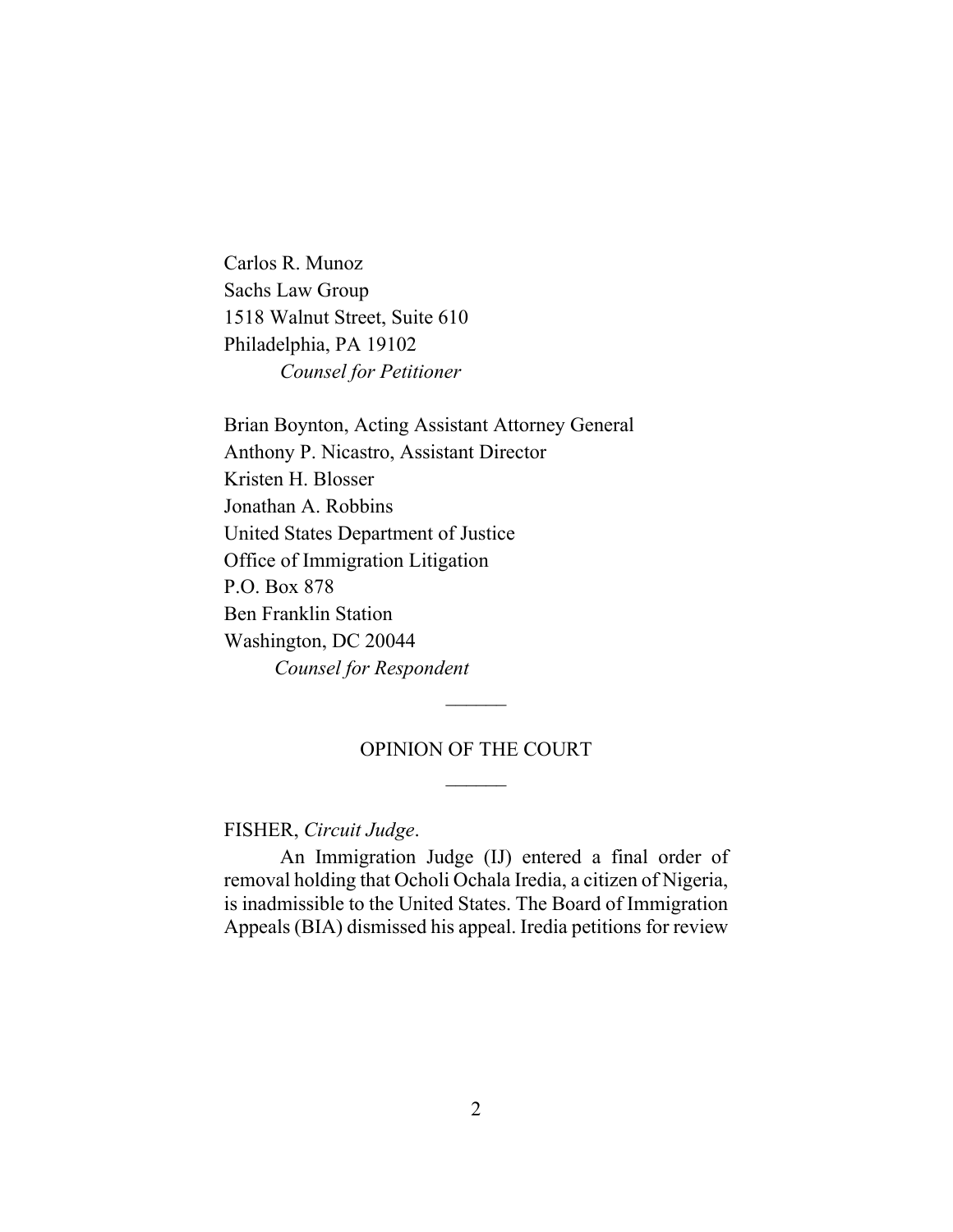Carlos R. Munoz
Sachs Law Group
1518 Walnut Street, Suite 610
Philadelphia, PA 19102
*Counsel for Petitioner*

Brian Boynton, Acting Assistant Attorney General
Anthony P. Nicastro, Assistant Director
Kristen H. Blosser
Jonathan A. Robbins
United States Department of Justice
Office of Immigration Litigation
P.O. Box 878
Ben Franklin Station
Washington, DC 20044
*Counsel for Respondent*

\_\_\_\_\_\_

OPINION OF THE COURT

\_\_\_\_\_\_

FISHER, *Circuit Judge*.

An Immigration Judge (IJ) entered a final order of removal holding that Ocholi Ochala Iredia, a citizen of Nigeria, is inadmissible to the United States. The Board of Immigration Appeals (BIA) dismissed his appeal. Iredia petitions for review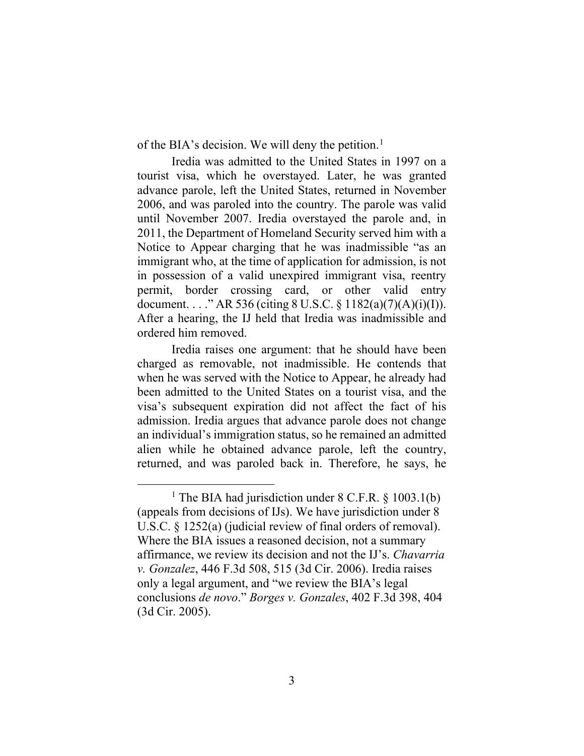of the BIA's decision. We will deny the petition.[1]

Iredia was admitted to the United States in 1997 on a tourist visa, which he overstayed. Later, he was granted advance parole, left the United States, returned in November 2006, and was paroled into the country. The parole was valid until November 2007. Iredia overstayed the parole and, in 2011, the Department of Homeland Security served him with a Notice to Appear charging that he was inadmissible "as an immigrant who, at the time of application for admission, is not in possession of a valid unexpired immigrant visa, reentry permit, border crossing card, or other valid entry document. . . ." AR 536 (citing 8 U.S.C. § 1182(a)(7)(A)(i)(I)). After a hearing, the IJ held that Iredia was inadmissible and ordered him removed.

Iredia raises one argument: that he should have been charged as removable, not inadmissible. He contends that when he was served with the Notice to Appear, he already had been admitted to the United States on a tourist visa, and the visa's subsequent expiration did not affect the fact of his admission. Iredia argues that advance parole does not change an individual's immigration status, so he remained an admitted alien while he obtained advance parole, left the country, returned, and was paroled back in. Therefore, he says, he

---

[1] The BIA had jurisdiction under 8 C.F.R. § 1003.1(b) (appeals from decisions of IJs). We have jurisdiction under 8 U.S.C. § 1252(a) (judicial review of final orders of removal). Where the BIA issues a reasoned decision, not a summary affirmance, we review its decision and not the IJ's. *Chavarria v. Gonzalez*, 446 F.3d 508, 515 (3d Cir. 2006). Iredia raises only a legal argument, and "we review the BIA's legal conclusions *de novo*." *Borges v. Gonzales*, 402 F.3d 398, 404 (3d Cir. 2005).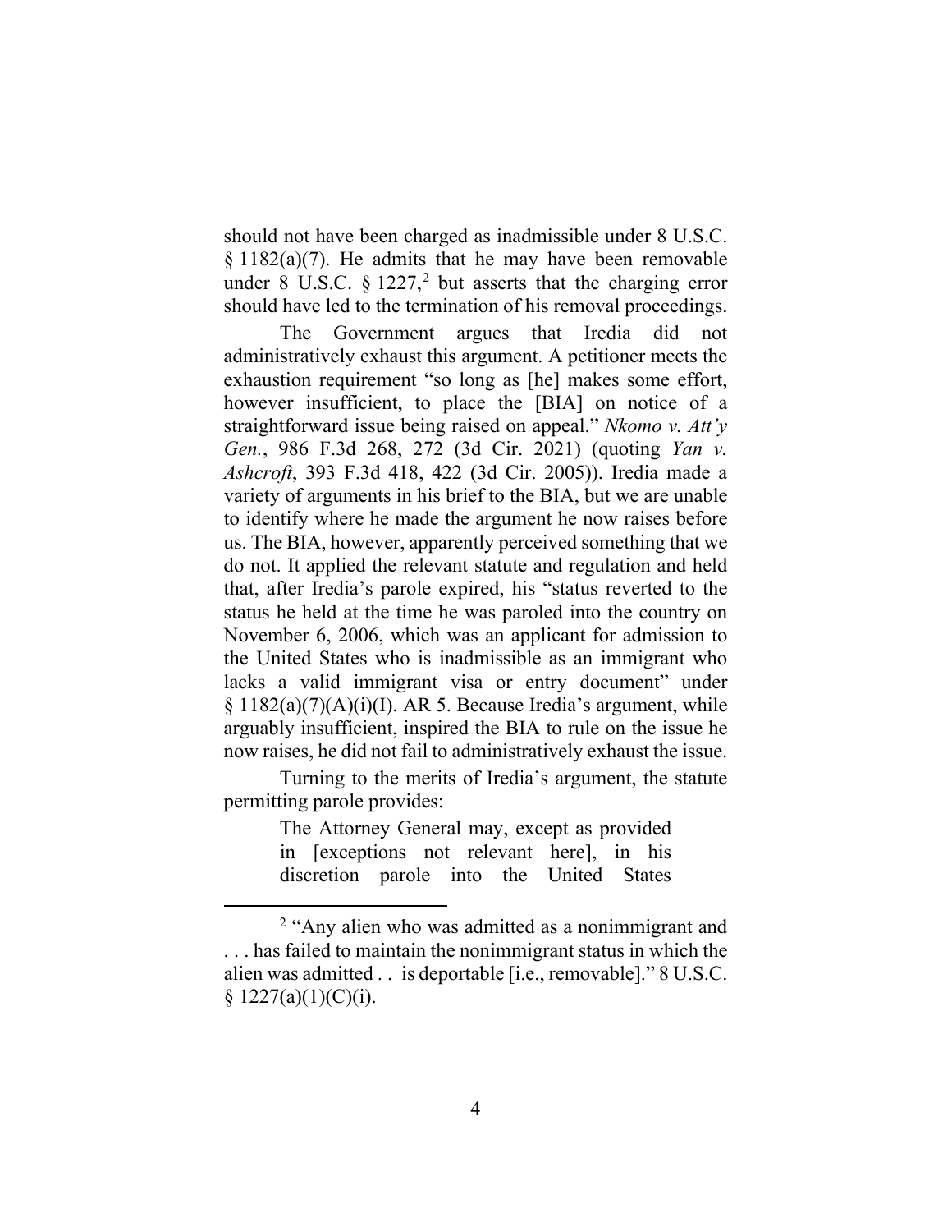should not have been charged as inadmissible under 8 U.S.C. § 1182(a)(7). He admits that he may have been removable under 8 U.S.C. § 1227,[2] but asserts that the charging error should have led to the termination of his removal proceedings.

The Government argues that Iredia did not administratively exhaust this argument. A petitioner meets the exhaustion requirement "so long as [he] makes some effort, however insufficient, to place the [BIA] on notice of a straightforward issue being raised on appeal." *Nkomo v. Att'y Gen.*, 986 F.3d 268, 272 (3d Cir. 2021) (quoting *Yan v. Ashcroft*, 393 F.3d 418, 422 (3d Cir. 2005)). Iredia made a variety of arguments in his brief to the BIA, but we are unable to identify where he made the argument he now raises before us. The BIA, however, apparently perceived something that we do not. It applied the relevant statute and regulation and held that, after Iredia's parole expired, his "status reverted to the status he held at the time he was paroled into the country on November 6, 2006, which was an applicant for admission to the United States who is inadmissible as an immigrant who lacks a valid immigrant visa or entry document" under § 1182(a)(7)(A)(i)(I). AR 5. Because Iredia's argument, while arguably insufficient, inspired the BIA to rule on the issue he now raises, he did not fail to administratively exhaust the issue.

Turning to the merits of Iredia's argument, the statute permitting parole provides:

> The Attorney General may, except as provided in [exceptions not relevant here], in his discretion parole into the United States

[2] "Any alien who was admitted as a nonimmigrant and . . . has failed to maintain the nonimmigrant status in which the alien was admitted . . is deportable [i.e., removable]." 8 U.S.C. § 1227(a)(1)(C)(i).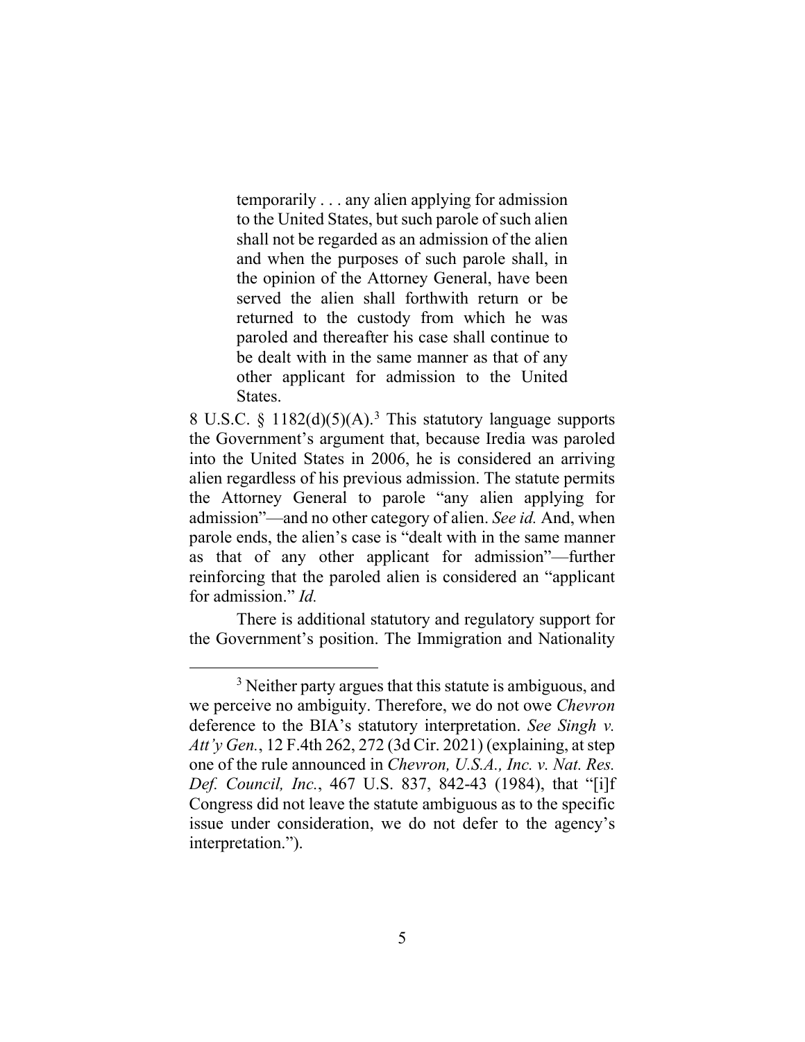> temporarily . . . any alien applying for admission to the United States, but such parole of such alien shall not be regarded as an admission of the alien and when the purposes of such parole shall, in the opinion of the Attorney General, have been served the alien shall forthwith return or be returned to the custody from which he was paroled and thereafter his case shall continue to be dealt with in the same manner as that of any other applicant for admission to the United States.

8 U.S.C. § 1182(d)(5)(A).[3] This statutory language supports the Government's argument that, because Iredia was paroled into the United States in 2006, he is considered an arriving alien regardless of his previous admission. The statute permits the Attorney General to parole "any alien applying for admission"—and no other category of alien. *See id.* And, when parole ends, the alien's case is "dealt with in the same manner as that of any other applicant for admission"—further reinforcing that the paroled alien is considered an "applicant for admission." *Id.*

There is additional statutory and regulatory support for the Government's position. The Immigration and Nationality

---

[3] Neither party argues that this statute is ambiguous, and we perceive no ambiguity. Therefore, we do not owe *Chevron* deference to the BIA's statutory interpretation. *See Singh v. Att'y Gen.*, 12 F.4th 262, 272 (3d Cir. 2021) (explaining, at step one of the rule announced in *Chevron, U.S.A., Inc. v. Nat. Res. Def. Council, Inc.*, 467 U.S. 837, 842-43 (1984), that "[i]f Congress did not leave the statute ambiguous as to the specific issue under consideration, we do not defer to the agency's interpretation.").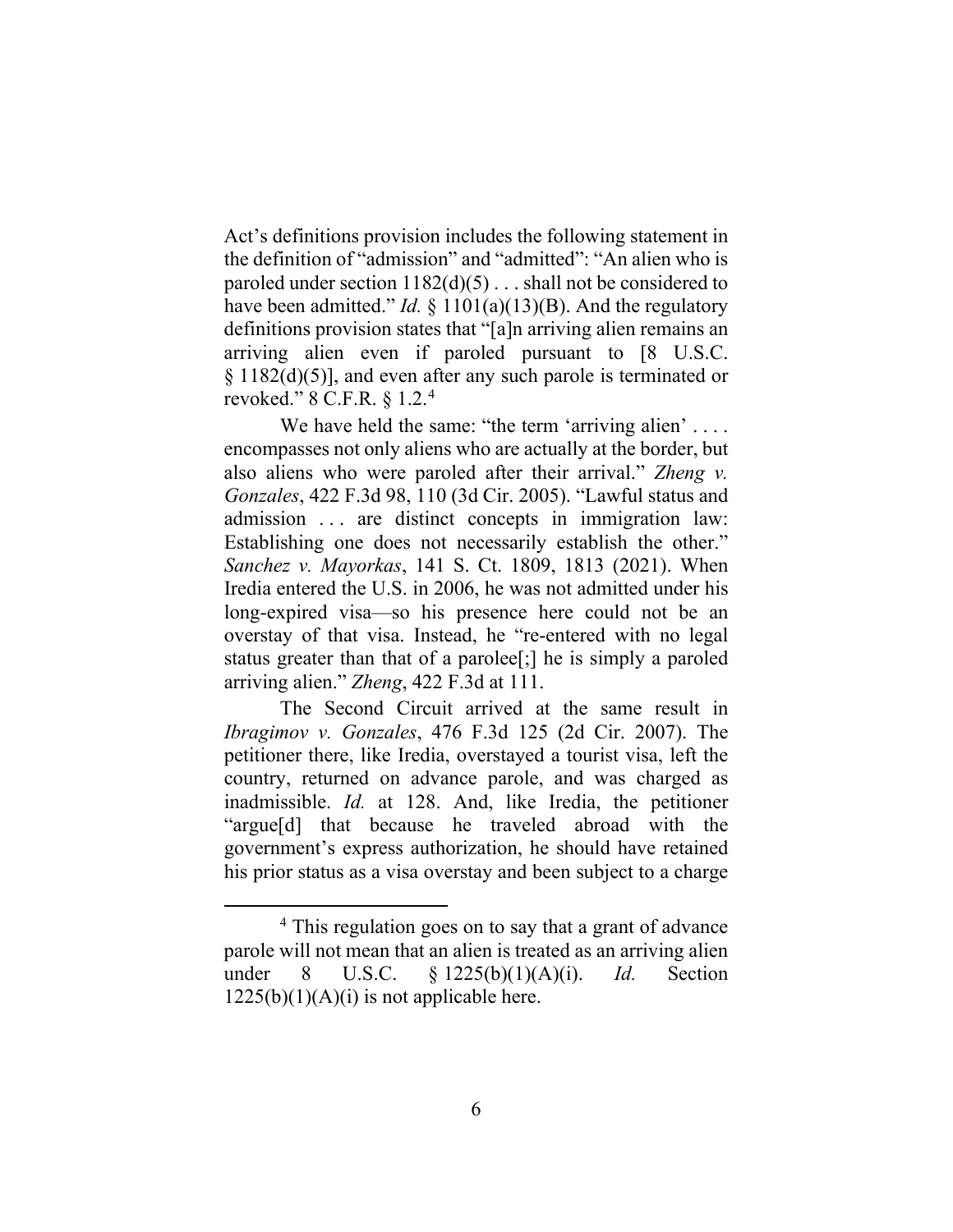Act's definitions provision includes the following statement in the definition of "admission" and "admitted": "An alien who is paroled under section 1182(d)(5) . . . shall not be considered to have been admitted." *Id.* § 1101(a)(13)(B). And the regulatory definitions provision states that "[a]n arriving alien remains an arriving alien even if paroled pursuant to [8 U.S.C. § 1182(d)(5)], and even after any such parole is terminated or revoked." 8 C.F.R. § 1.2.[4]

We have held the same: "the term 'arriving alien' . . . . encompasses not only aliens who are actually at the border, but also aliens who were paroled after their arrival." *Zheng v. Gonzales*, 422 F.3d 98, 110 (3d Cir. 2005). "Lawful status and admission . . . are distinct concepts in immigration law: Establishing one does not necessarily establish the other." *Sanchez v. Mayorkas*, 141 S. Ct. 1809, 1813 (2021). When Iredia entered the U.S. in 2006, he was not admitted under his long-expired visa—so his presence here could not be an overstay of that visa. Instead, he "re-entered with no legal status greater than that of a parolee[;] he is simply a paroled arriving alien." *Zheng*, 422 F.3d at 111.

The Second Circuit arrived at the same result in *Ibragimov v. Gonzales*, 476 F.3d 125 (2d Cir. 2007). The petitioner there, like Iredia, overstayed a tourist visa, left the country, returned on advance parole, and was charged as inadmissible. *Id.* at 128. And, like Iredia, the petitioner "argue[d] that because he traveled abroad with the government's express authorization, he should have retained his prior status as a visa overstay and been subject to a charge

[4] This regulation goes on to say that a grant of advance parole will not mean that an alien is treated as an arriving alien under 8 U.S.C. § 1225(b)(1)(A)(i). *Id.* Section 1225(b)(1)(A)(i) is not applicable here.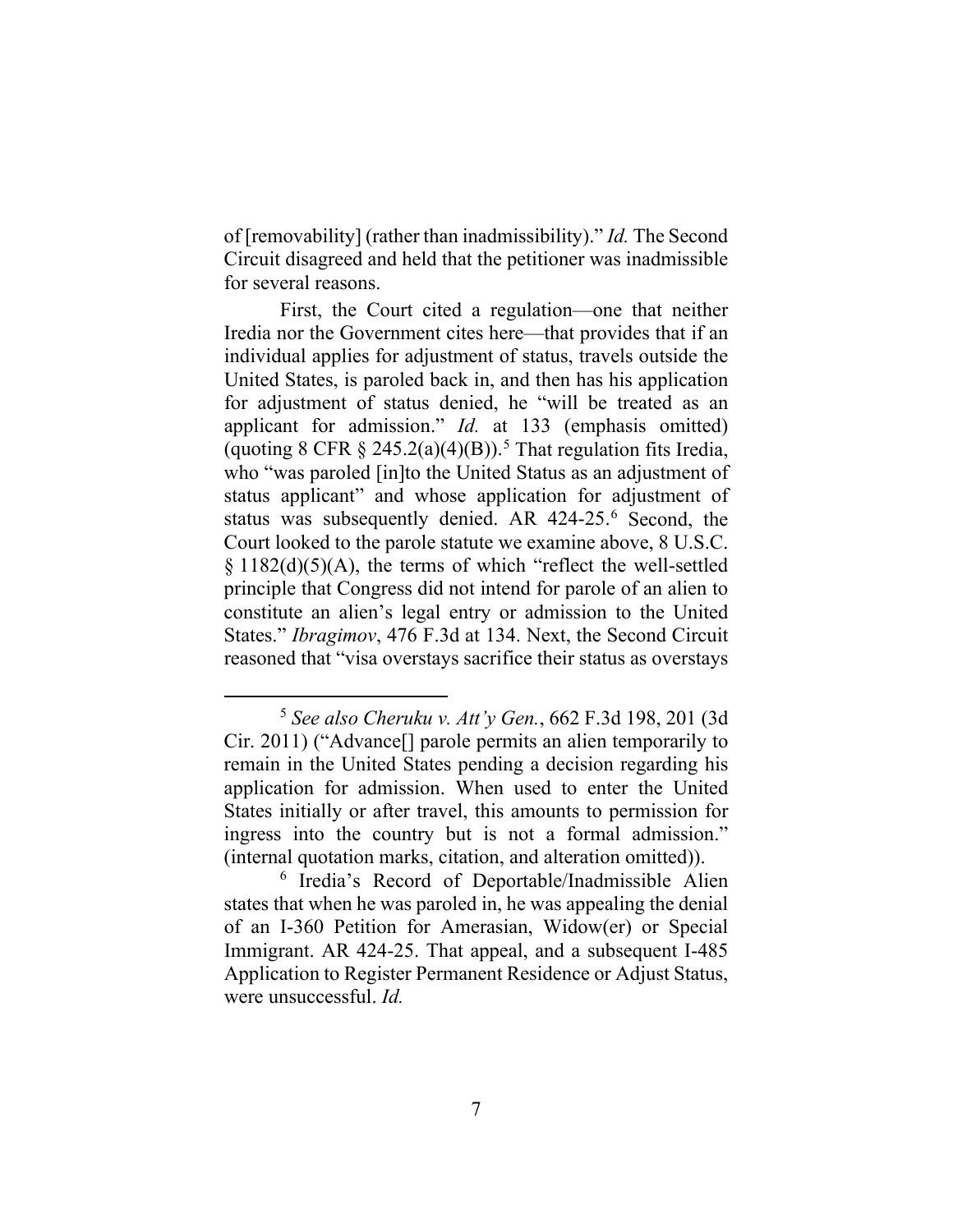of [removability] (rather than inadmissibility)." *Id.* The Second Circuit disagreed and held that the petitioner was inadmissible for several reasons.

First, the Court cited a regulation—one that neither Iredia nor the Government cites here—that provides that if an individual applies for adjustment of status, travels outside the United States, is paroled back in, and then has his application for adjustment of status denied, he "will be treated as an applicant for admission." *Id.* at 133 (emphasis omitted) (quoting 8 CFR § 245.2(a)(4)(B)).[5] That regulation fits Iredia, who "was paroled [in]to the United Status as an adjustment of status applicant" and whose application for adjustment of status was subsequently denied. AR 424-25.[6] Second, the Court looked to the parole statute we examine above, 8 U.S.C. § 1182(d)(5)(A), the terms of which "reflect the well-settled principle that Congress did not intend for parole of an alien to constitute an alien's legal entry or admission to the United States." *Ibragimov*, 476 F.3d at 134. Next, the Second Circuit reasoned that "visa overstays sacrifice their status as overstays

---

[5] *See also Cheruku v. Att'y Gen.*, 662 F.3d 198, 201 (3d Cir. 2011) ("Advance[] parole permits an alien temporarily to remain in the United States pending a decision regarding his application for admission. When used to enter the United States initially or after travel, this amounts to permission for ingress into the country but is not a formal admission." (internal quotation marks, citation, and alteration omitted)).

[6] Iredia's Record of Deportable/Inadmissible Alien states that when he was paroled in, he was appealing the denial of an I-360 Petition for Amerasian, Widow(er) or Special Immigrant. AR 424-25. That appeal, and a subsequent I-485 Application to Register Permanent Residence or Adjust Status, were unsuccessful. *Id.*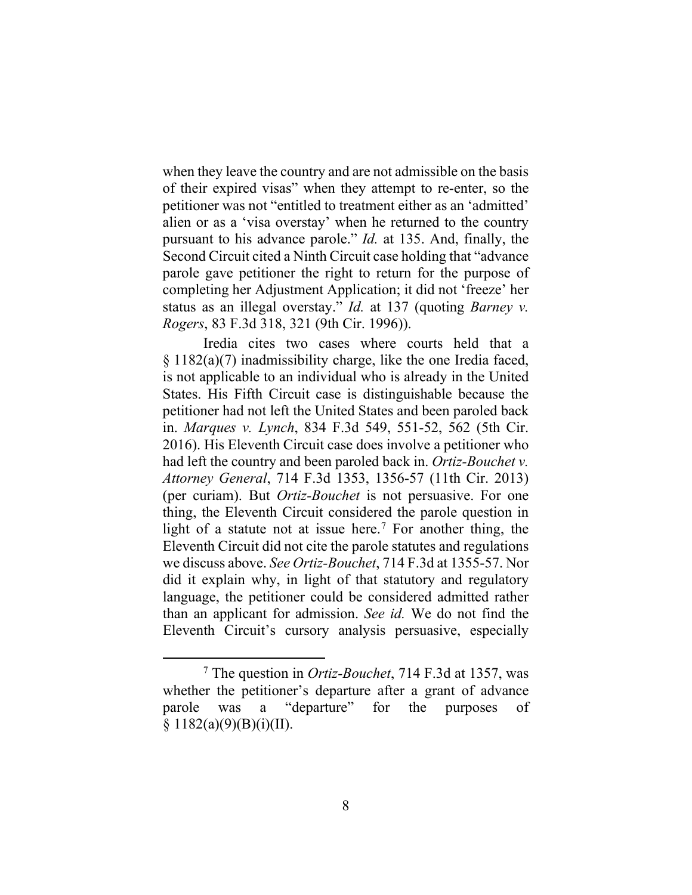when they leave the country and are not admissible on the basis of their expired visas" when they attempt to re-enter, so the petitioner was not "entitled to treatment either as an 'admitted' alien or as a 'visa overstay' when he returned to the country pursuant to his advance parole." *Id.* at 135. And, finally, the Second Circuit cited a Ninth Circuit case holding that "advance parole gave petitioner the right to return for the purpose of completing her Adjustment Application; it did not 'freeze' her status as an illegal overstay." *Id.* at 137 (quoting *Barney v. Rogers*, 83 F.3d 318, 321 (9th Cir. 1996)).

Iredia cites two cases where courts held that a § 1182(a)(7) inadmissibility charge, like the one Iredia faced, is not applicable to an individual who is already in the United States. His Fifth Circuit case is distinguishable because the petitioner had not left the United States and been paroled back in. *Marques v. Lynch*, 834 F.3d 549, 551-52, 562 (5th Cir. 2016). His Eleventh Circuit case does involve a petitioner who had left the country and been paroled back in. *Ortiz-Bouchet v. Attorney General*, 714 F.3d 1353, 1356-57 (11th Cir. 2013) (per curiam). But *Ortiz-Bouchet* is not persuasive. For one thing, the Eleventh Circuit considered the parole question in light of a statute not at issue here.[7] For another thing, the Eleventh Circuit did not cite the parole statutes and regulations we discuss above. *See Ortiz-Bouchet*, 714 F.3d at 1355-57. Nor did it explain why, in light of that statutory and regulatory language, the petitioner could be considered admitted rather than an applicant for admission. *See id.* We do not find the Eleventh Circuit's cursory analysis persuasive, especially

[7] The question in *Ortiz-Bouchet*, 714 F.3d at 1357, was whether the petitioner's departure after a grant of advance parole was a "departure" for the purposes of § 1182(a)(9)(B)(i)(II).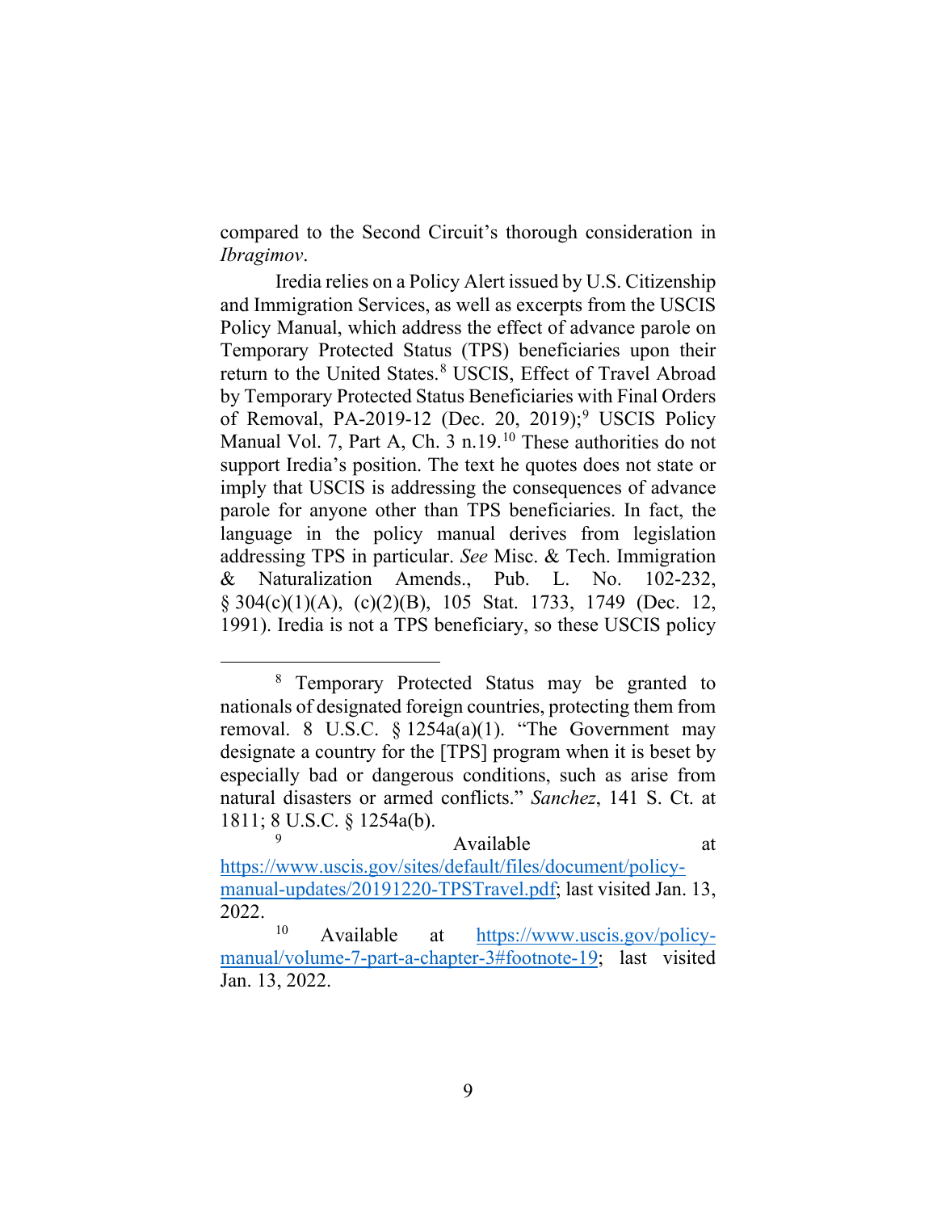compared to the Second Circuit's thorough consideration in *Ibragimov*.

Iredia relies on a Policy Alert issued by U.S. Citizenship and Immigration Services, as well as excerpts from the USCIS Policy Manual, which address the effect of advance parole on Temporary Protected Status (TPS) beneficiaries upon their return to the United States.[8] USCIS, Effect of Travel Abroad by Temporary Protected Status Beneficiaries with Final Orders of Removal, PA-2019-12 (Dec. 20, 2019);[9] USCIS Policy Manual Vol. 7, Part A, Ch. 3 n.19.[10] These authorities do not support Iredia's position. The text he quotes does not state or imply that USCIS is addressing the consequences of advance parole for anyone other than TPS beneficiaries. In fact, the language in the policy manual derives from legislation addressing TPS in particular. *See* Misc. & Tech. Immigration & Naturalization Amends., Pub. L. No. 102-232, § 304(c)(1)(A), (c)(2)(B), 105 Stat. 1733, 1749 (Dec. 12, 1991). Iredia is not a TPS beneficiary, so these USCIS policy

---

[8] Temporary Protected Status may be granted to nationals of designated foreign countries, protecting them from removal. 8 U.S.C. § 1254a(a)(1). "The Government may designate a country for the [TPS] program when it is beset by especially bad or dangerous conditions, such as arise from natural disasters or armed conflicts." *Sanchez*, 141 S. Ct. at 1811; 8 U.S.C. § 1254a(b).

[9] Available at https://www.uscis.gov/sites/default/files/document/policy-manual-updates/20191220-TPSTravel.pdf; last visited Jan. 13, 2022.

[10] Available at https://www.uscis.gov/policy-manual/volume-7-part-a-chapter-3#footnote-19; last visited Jan. 13, 2022.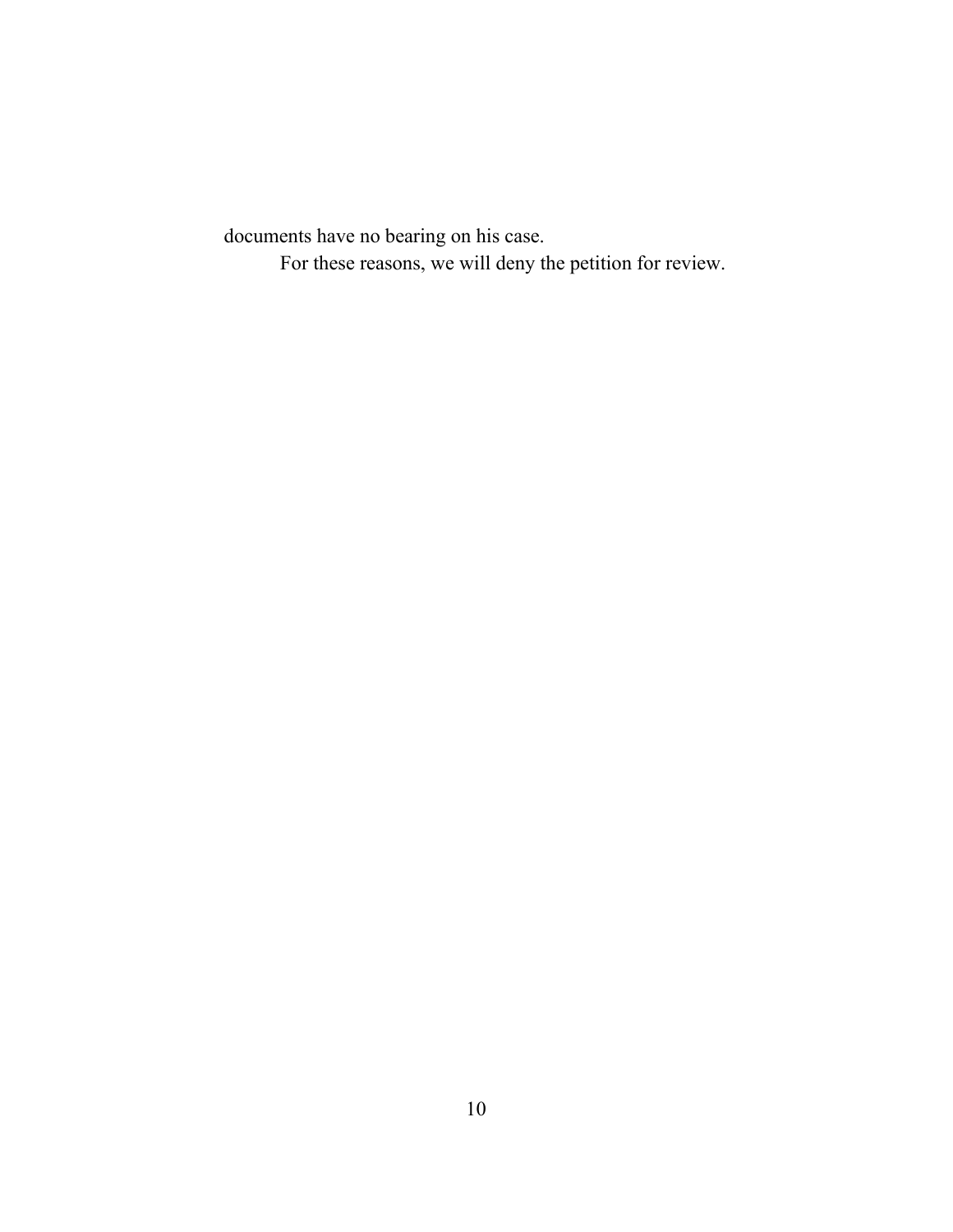documents have no bearing on his case.

For these reasons, we will deny the petition for review.